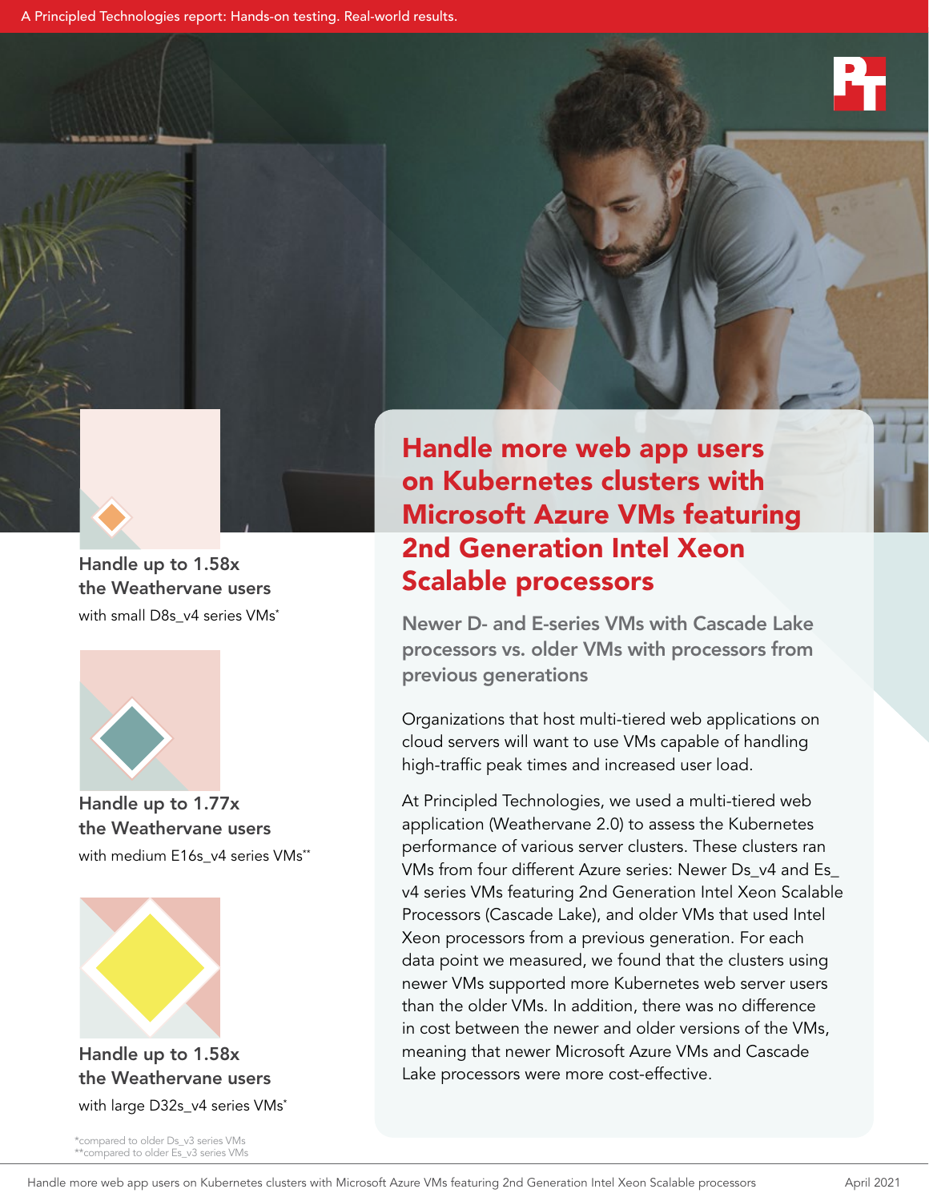A Principled Technologies report: Hands-on testing. Real-world results.

# Handle more web app users on Kubernetes clusters with Microsoft Azure VMs featuring 2nd Generation Intel Xeon Scalable processors

## Newer D- and E-series VMs with Cascade Lake processors vs. older VMs with processors from previous generations

Organizations that host multi-tiered web applications on cloud servers will want to use VMs capable of handling high-traffic peak times and increased user load.

At Principled Technologies, we used a multi-tiered web application (Weathervane 2.0) to assess the Kubernetes performance of various server clusters. These clusters ran VMs from four different Azure series: Newer Ds_v4 and Es_v4 series VMs featuring 2nd Generation Intel Xeon Scalable Processors (Cascade Lake), and older VMs that used Intel Xeon processors from a previous generation. For each data point we measured, we found that the clusters using newer VMs supported more Kubernetes web server users than the older VMs. In addition, there was no difference in cost between the newer and older versions of the VMs, meaning that newer Microsoft Azure VMs and Cascade Lake processors were more cost-effective.

**Handle up to 1.58x the Weathervane users**
with small D8s_v4 series VMs*

**Handle up to 1.77x the Weathervane users**
with medium E16s_v4 series VMs**

**Handle up to 1.58x the Weathervane users**
with large D32s_v4 series VMs*

*compared to older Ds_v3 series VMs
**compared to older Es_v3 series VMs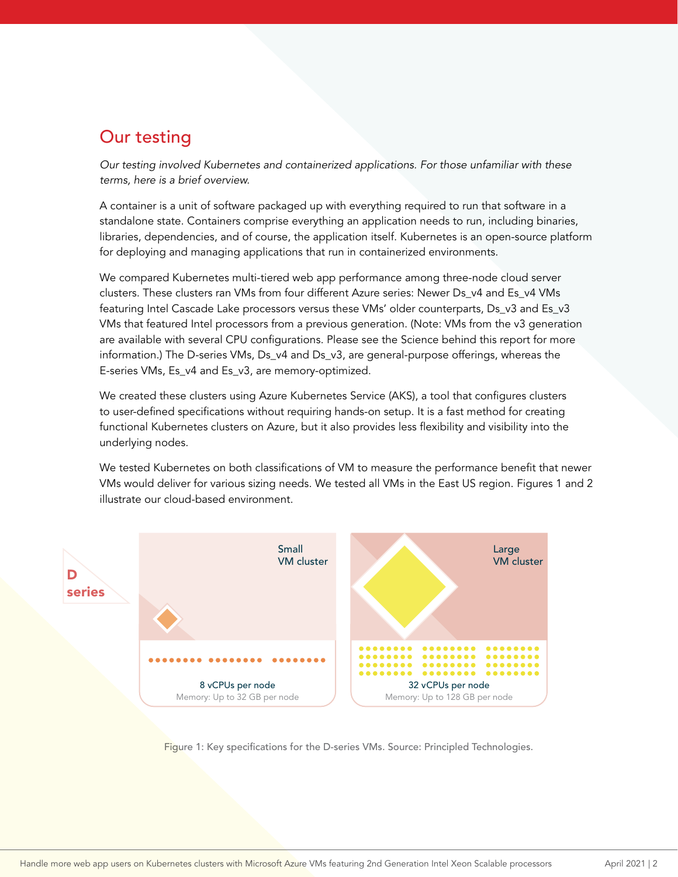## Our testing

*Our testing involved Kubernetes and containerized applications. For those unfamiliar with these terms, here is a brief overview.*

A container is a unit of software packaged up with everything required to run that software in a standalone state. Containers comprise everything an application needs to run, including binaries, libraries, dependencies, and of course, the application itself. Kubernetes is an open-source platform for deploying and managing applications that run in containerized environments.

We compared Kubernetes multi-tiered web app performance among three-node cloud server clusters. These clusters ran VMs from four different Azure series: Newer Ds_v4 and Es_v4 VMs featuring Intel Cascade Lake processors versus these VMs' older counterparts, Ds_v3 and Es_v3 VMs that featured Intel processors from a previous generation. (Note: VMs from the v3 generation are available with several CPU configurations. Please see the Science behind this report for more information.) The D-series VMs, Ds_v4 and Ds_v3, are general-purpose offerings, whereas the E-series VMs, Es_v4 and Es_v3, are memory-optimized.

We created these clusters using Azure Kubernetes Service (AKS), a tool that configures clusters to user-defined specifications without requiring hands-on setup. It is a fast method for creating functional Kubernetes clusters on Azure, but it also provides less flexibility and visibility into the underlying nodes.

We tested Kubernetes on both classifications of VM to measure the performance benefit that newer VMs would deliver for various sizing needs. We tested all VMs in the East US region. Figures 1 and 2 illustrate our cloud-based environment.

**D series**

| Small VM cluster | Large VM cluster |
| --- | --- |
| 8 vCPUs per node | 32 vCPUs per node |
| Memory: Up to 32 GB per node | Memory: Up to 128 GB per node |

Figure 1: Key specifications for the D-series VMs. Source: Principled Technologies.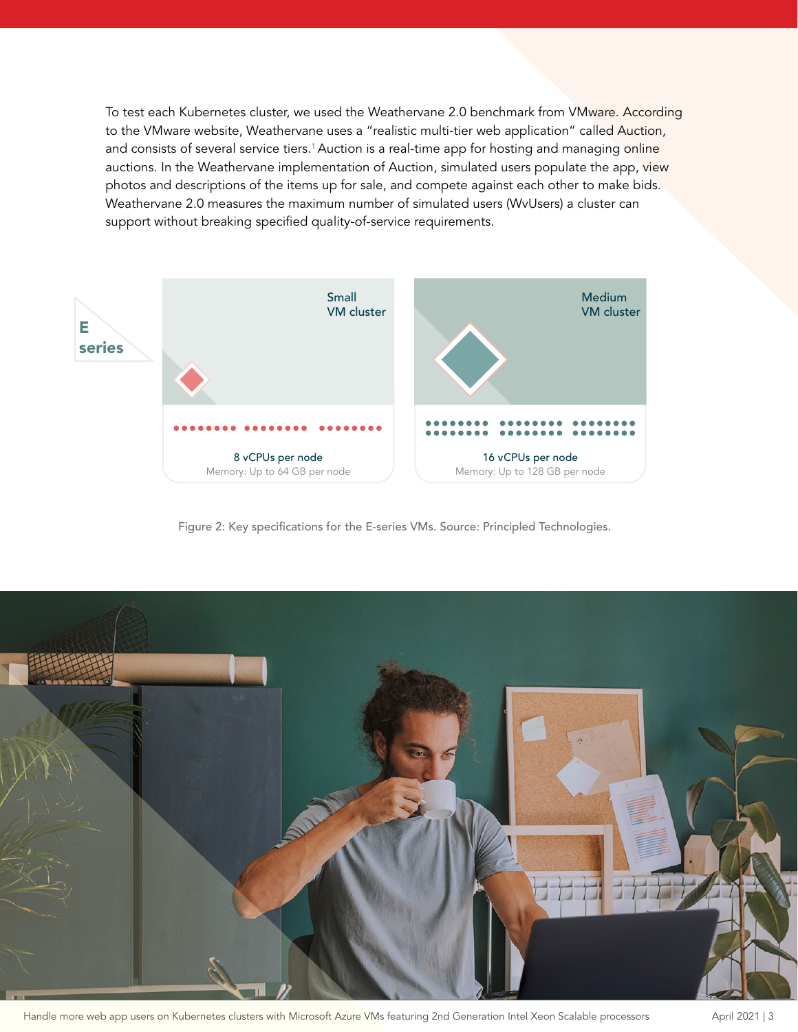To test each Kubernetes cluster, we used the Weathervane 2.0 benchmark from VMware. According to the VMware website, Weathervane uses a "realistic multi-tier web application" called Auction, and consists of several service tiers.[1] Auction is a real-time app for hosting and managing online auctions. In the Weathervane implementation of Auction, simulated users populate the app, view photos and descriptions of the items up for sale, and compete against each other to make bids. Weathervane 2.0 measures the maximum number of simulated users (WvUsers) a cluster can support without breaking specified quality-of-service requirements.

**E series**

| | Small VM cluster | Medium VM cluster |
|---|---|---|
| vCPUs per node | 8 vCPUs per node | 16 vCPUs per node |
| Memory | Memory: Up to 64 GB per node | Memory: Up to 128 GB per node |

Figure 2: Key specifications for the E-series VMs. Source: Principled Technologies.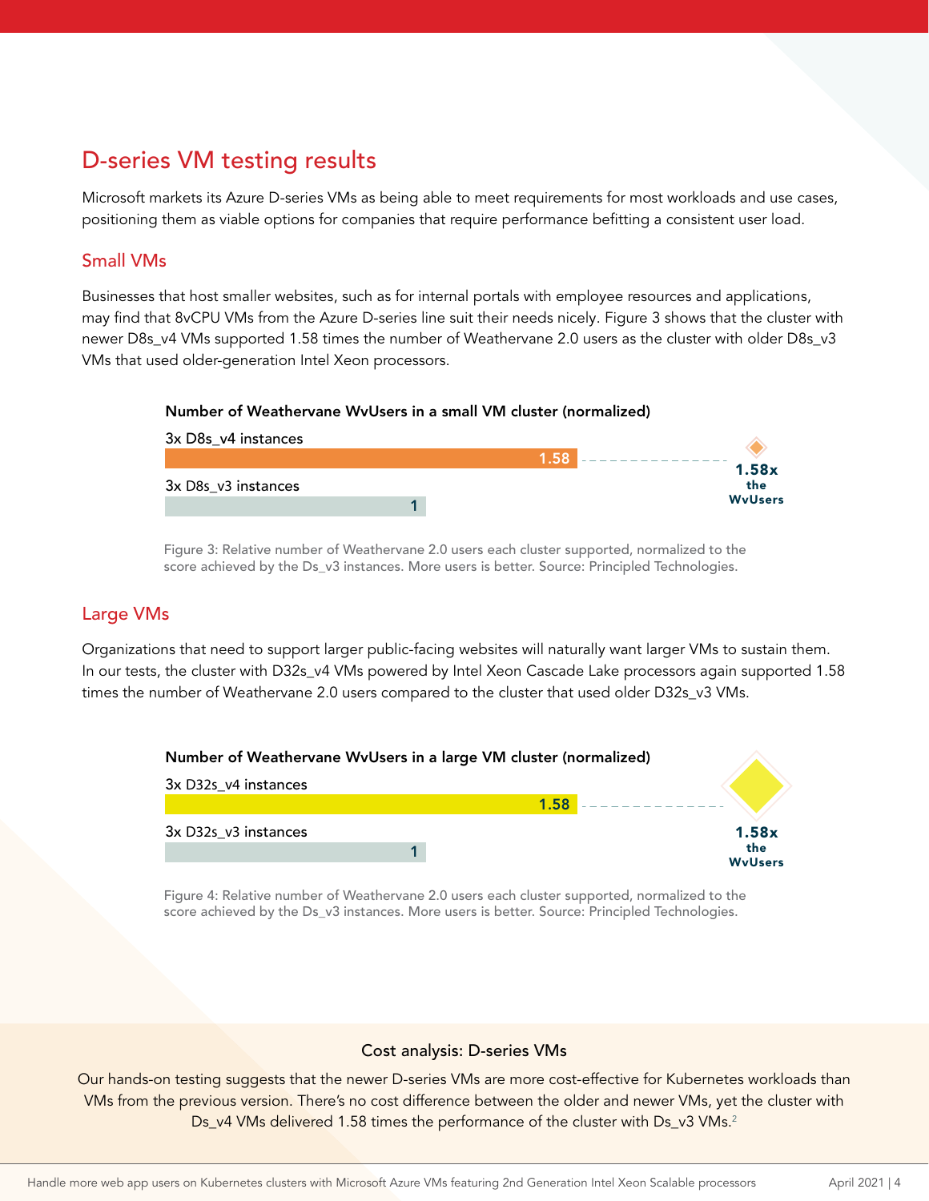## D-series VM testing results

Microsoft markets its Azure D-series VMs as being able to meet requirements for most workloads and use cases, positioning them as viable options for companies that require performance befitting a consistent user load.

### Small VMs

Businesses that host smaller websites, such as for internal portals with employee resources and applications, may find that 8vCPU VMs from the Azure D-series line suit their needs nicely. Figure 3 shows that the cluster with newer D8s_v4 VMs supported 1.58 times the number of Weathervane 2.0 users as the cluster with older D8s_v3 VMs that used older-generation Intel Xeon processors.

**Number of Weathervane WvUsers in a small VM cluster (normalized)**

| Cluster | Normalized WvUsers |
| --- | --- |
| 3x D8s_v4 instances | 1.58 |
| 3x D8s_v3 instances | 1 |

**1.58x the WvUsers**

Figure 3: Relative number of Weathervane 2.0 users each cluster supported, normalized to the score achieved by the Ds_v3 instances. More users is better. Source: Principled Technologies.

### Large VMs

Organizations that need to support larger public-facing websites will naturally want larger VMs to sustain them. In our tests, the cluster with D32s_v4 VMs powered by Intel Xeon Cascade Lake processors again supported 1.58 times the number of Weathervane 2.0 users compared to the cluster that used older D32s_v3 VMs.

**Number of Weathervane WvUsers in a large VM cluster (normalized)**

| Cluster | Normalized WvUsers |
| --- | --- |
| 3x D32s_v4 instances | 1.58 |
| 3x D32s_v3 instances | 1 |

**1.58x the WvUsers**

Figure 4: Relative number of Weathervane 2.0 users each cluster supported, normalized to the score achieved by the Ds_v3 instances. More users is better. Source: Principled Technologies.

### Cost analysis: D-series VMs

Our hands-on testing suggests that the newer D-series VMs are more cost-effective for Kubernetes workloads than VMs from the previous version. There's no cost difference between the older and newer VMs, yet the cluster with Ds_v4 VMs delivered 1.58 times the performance of the cluster with Ds_v3 VMs.[2]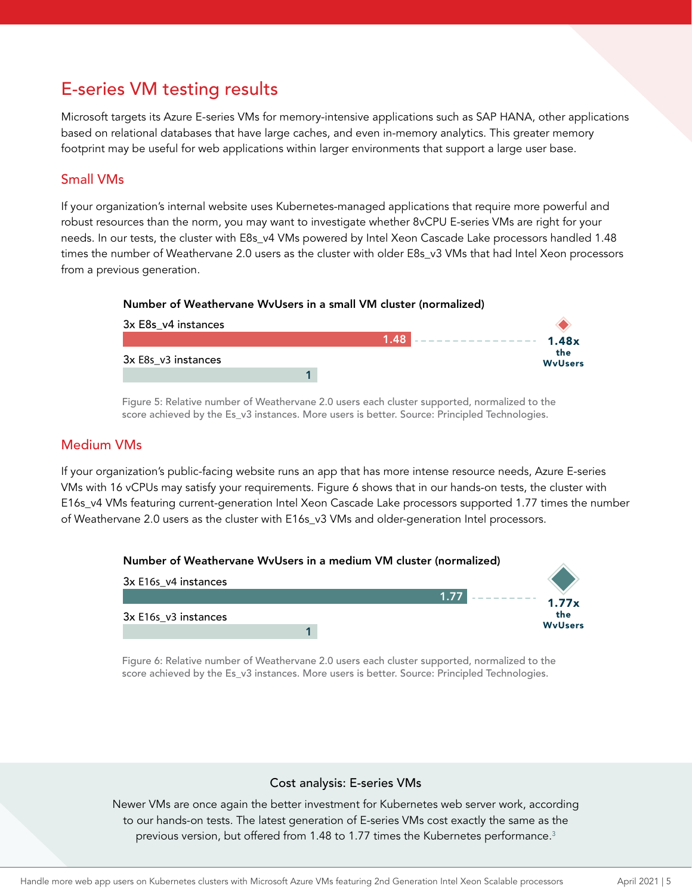## E-series VM testing results

Microsoft targets its Azure E-series VMs for memory-intensive applications such as SAP HANA, other applications based on relational databases that have large caches, and even in-memory analytics. This greater memory footprint may be useful for web applications within larger environments that support a large user base.

### Small VMs

If your organization's internal website uses Kubernetes-managed applications that require more powerful and robust resources than the norm, you may want to investigate whether 8vCPU E-series VMs are right for your needs. In our tests, the cluster with E8s_v4 VMs powered by Intel Xeon Cascade Lake processors handled 1.48 times the number of Weathervane 2.0 users as the cluster with older E8s_v3 VMs that had Intel Xeon processors from a previous generation.

**Number of Weathervane WvUsers in a small VM cluster (normalized)**

| Cluster | Normalized WvUsers |
|---|---|
| 3x E8s_v4 instances | 1.48 |
| 3x E8s_v3 instances | 1 |

**1.48x the WvUsers**

Figure 5: Relative number of Weathervane 2.0 users each cluster supported, normalized to the score achieved by the Es_v3 instances. More users is better. Source: Principled Technologies.

### Medium VMs

If your organization's public-facing website runs an app that has more intense resource needs, Azure E-series VMs with 16 vCPUs may satisfy your requirements. Figure 6 shows that in our hands-on tests, the cluster with E16s_v4 VMs featuring current-generation Intel Xeon Cascade Lake processors supported 1.77 times the number of Weathervane 2.0 users as the cluster with E16s_v3 VMs and older-generation Intel processors.

**Number of Weathervane WvUsers in a medium VM cluster (normalized)**

| Cluster | Normalized WvUsers |
|---|---|
| 3x E16s_v4 instances | 1.77 |
| 3x E16s_v3 instances | 1 |

**1.77x the WvUsers**

Figure 6: Relative number of Weathervane 2.0 users each cluster supported, normalized to the score achieved by the Es_v3 instances. More users is better. Source: Principled Technologies.

### Cost analysis: E-series VMs

Newer VMs are once again the better investment for Kubernetes web server work, according to our hands-on tests. The latest generation of E-series VMs cost exactly the same as the previous version, but offered from 1.48 to 1.77 times the Kubernetes performance.[3]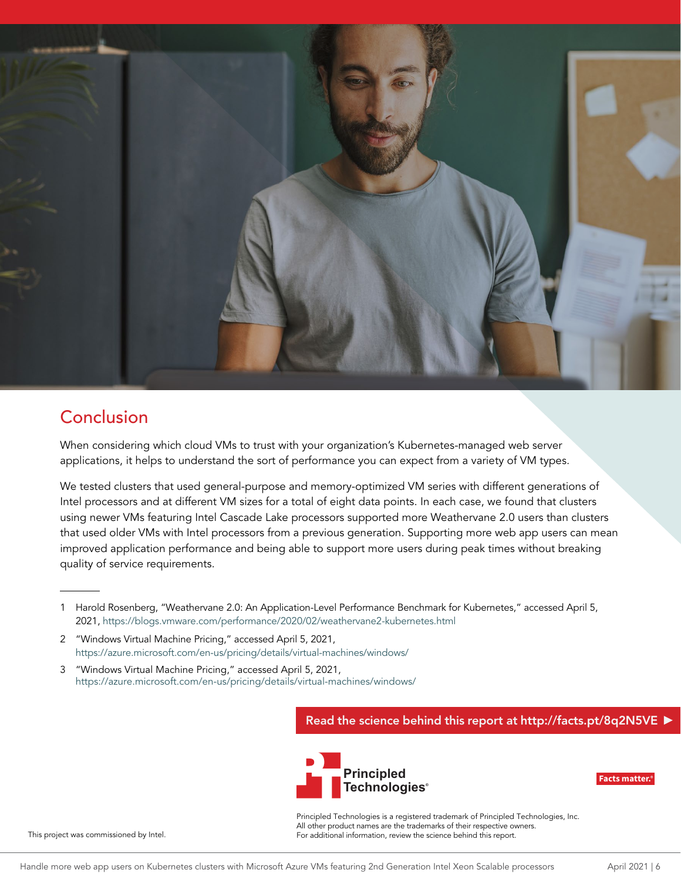## Conclusion

When considering which cloud VMs to trust with your organization's Kubernetes-managed web server applications, it helps to understand the sort of performance you can expect from a variety of VM types.

We tested clusters that used general-purpose and memory-optimized VM series with different generations of Intel processors and at different VM sizes for a total of eight data points. In each case, we found that clusters using newer VMs featuring Intel Cascade Lake processors supported more Weathervane 2.0 users than clusters that used older VMs with Intel processors from a previous generation. Supporting more web app users can mean improved application performance and being able to support more users during peak times without breaking quality of service requirements.

---

1 Harold Rosenberg, "Weathervane 2.0: An Application-Level Performance Benchmark for Kubernetes," accessed April 5, 2021, https://blogs.vmware.com/performance/2020/02/weathervane2-kubernetes.html

2 "Windows Virtual Machine Pricing," accessed April 5, 2021, https://azure.microsoft.com/en-us/pricing/details/virtual-machines/windows/

3 "Windows Virtual Machine Pricing," accessed April 5, 2021, https://azure.microsoft.com/en-us/pricing/details/virtual-machines/windows/

**Read the science behind this report at http://facts.pt/8q2N5VE ▶**

Principled Technologies®

Facts matter.®

This project was commissioned by Intel.

Principled Technologies is a registered trademark of Principled Technologies, Inc.
All other product names are the trademarks of their respective owners.
For additional information, review the science behind this report.